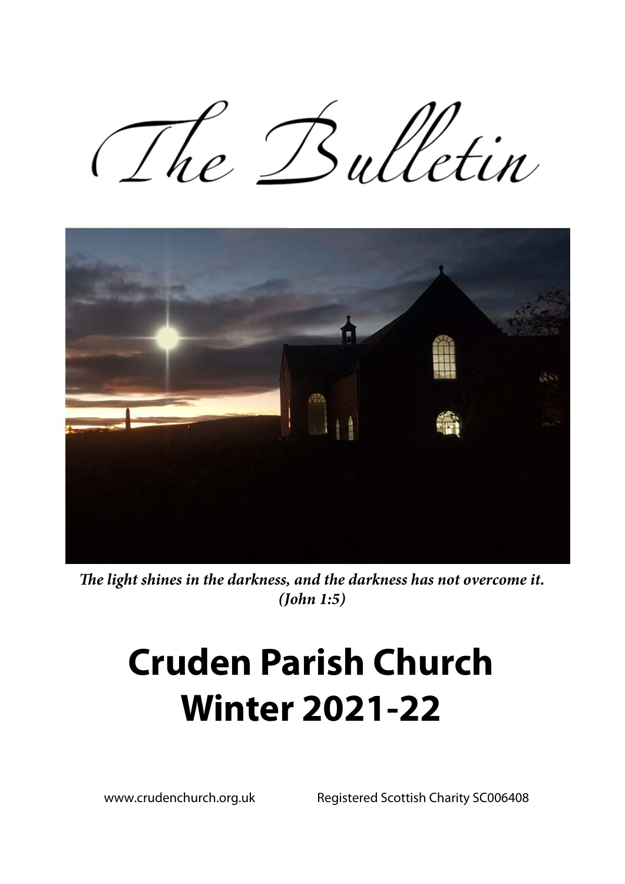# The Bulletin

*The light shines in the darkness, and the darkness has not overcome it. (John 1:5)*

# Cruden Parish Church
# Winter 2021-22

www.crudenchurch.org.uk Registered Scottish Charity SC006408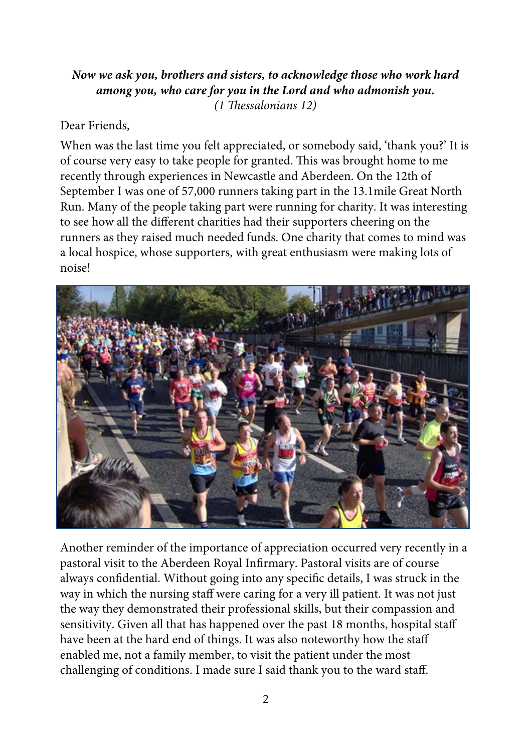***Now we ask you, brothers and sisters, to acknowledge those who work hard among you, who care for you in the Lord and who admonish you.***
*(1 Thessalonians 12)*

Dear Friends,

When was the last time you felt appreciated, or somebody said, 'thank you?' It is of course very easy to take people for granted. This was brought home to me recently through experiences in Newcastle and Aberdeen. On the 12th of September I was one of 57,000 runners taking part in the 13.1mile Great North Run. Many of the people taking part were running for charity. It was interesting to see how all the different charities had their supporters cheering on the runners as they raised much needed funds. One charity that comes to mind was a local hospice, whose supporters, with great enthusiasm were making lots of noise!

Another reminder of the importance of appreciation occurred very recently in a pastoral visit to the Aberdeen Royal Infirmary. Pastoral visits are of course always confidential. Without going into any specific details, I was struck in the way in which the nursing staff were caring for a very ill patient. It was not just the way they demonstrated their professional skills, but their compassion and sensitivity. Given all that has happened over the past 18 months, hospital staff have been at the hard end of things. It was also noteworthy how the staff enabled me, not a family member, to visit the patient under the most challenging of conditions. I made sure I said thank you to the ward staff.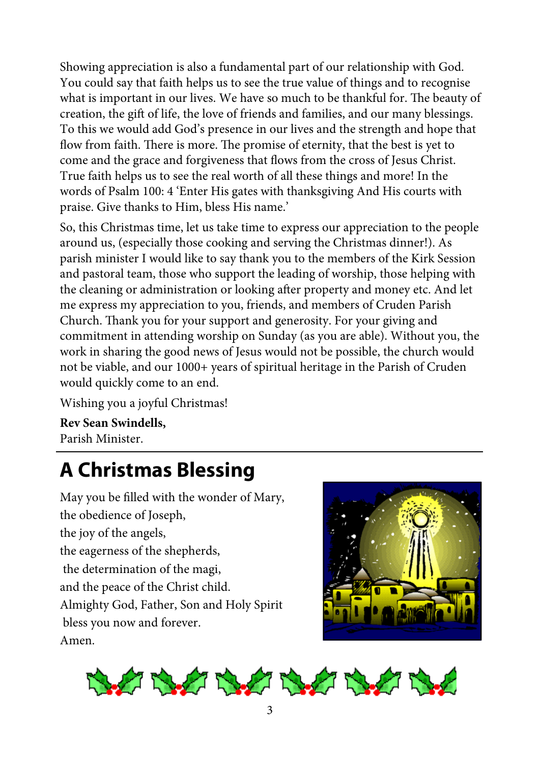Showing appreciation is also a fundamental part of our relationship with God. You could say that faith helps us to see the true value of things and to recognise what is important in our lives. We have so much to be thankful for. The beauty of creation, the gift of life, the love of friends and families, and our many blessings. To this we would add God's presence in our lives and the strength and hope that flow from faith. There is more. The promise of eternity, that the best is yet to come and the grace and forgiveness that flows from the cross of Jesus Christ. True faith helps us to see the real worth of all these things and more! In the words of Psalm 100: 4 'Enter His gates with thanksgiving And His courts with praise. Give thanks to Him, bless His name.'

So, this Christmas time, let us take time to express our appreciation to the people around us, (especially those cooking and serving the Christmas dinner!). As parish minister I would like to say thank you to the members of the Kirk Session and pastoral team, those who support the leading of worship, those helping with the cleaning or administration or looking after property and money etc. And let me express my appreciation to you, friends, and members of Cruden Parish Church. Thank you for your support and generosity. For your giving and commitment in attending worship on Sunday (as you are able). Without you, the work in sharing the good news of Jesus would not be possible, the church would not be viable, and our 1000+ years of spiritual heritage in the Parish of Cruden would quickly come to an end.

Wishing you a joyful Christmas!

**Rev Sean Swindells,**
Parish Minister.

# A Christmas Blessing

May you be filled with the wonder of Mary,
the obedience of Joseph,
the joy of the angels,
the eagerness of the shepherds,
the determination of the magi,
and the peace of the Christ child.
Almighty God, Father, Son and Holy Spirit
bless you now and forever.
Amen.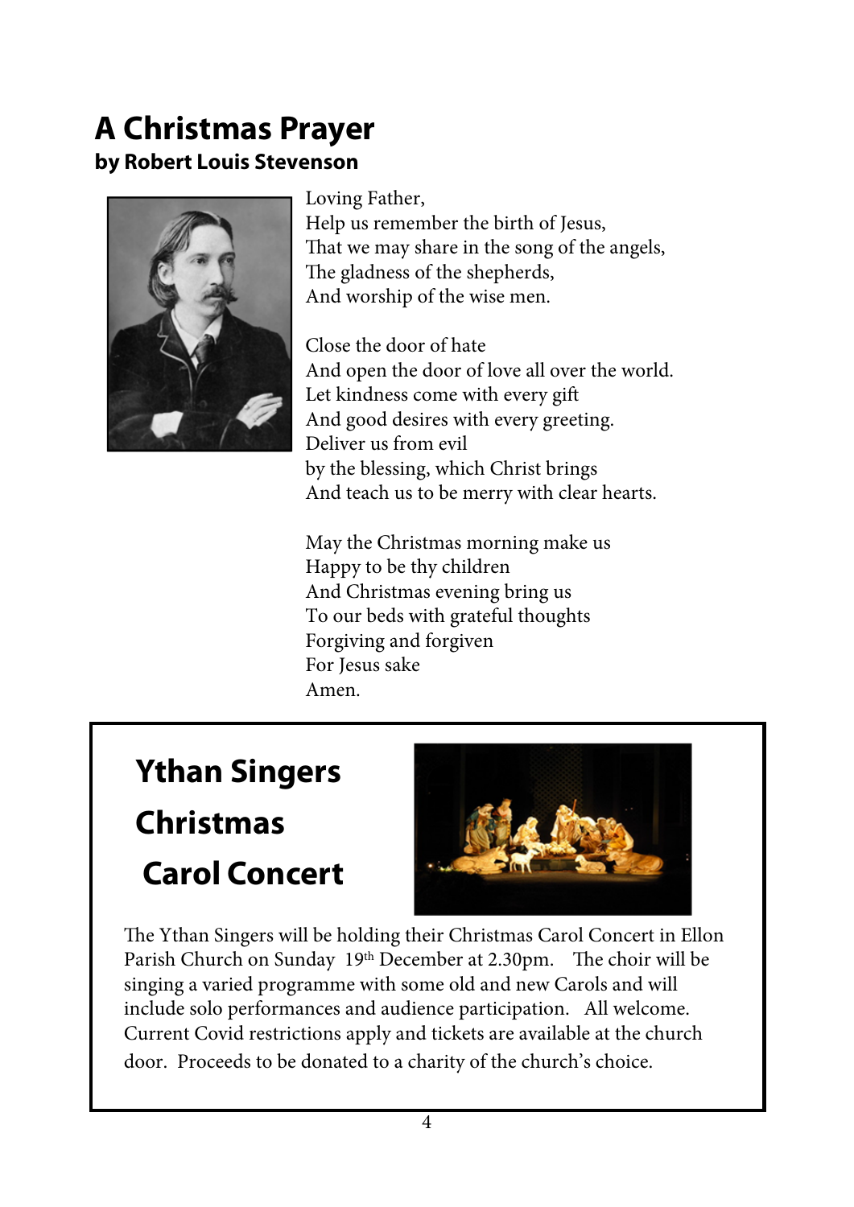# A Christmas Prayer

**by Robert Louis Stevenson**

Loving Father,
Help us remember the birth of Jesus,
That we may share in the song of the angels,
The gladness of the shepherds,
And worship of the wise men.

Close the door of hate
And open the door of love all over the world.
Let kindness come with every gift
And good desires with every greeting.
Deliver us from evil
by the blessing, which Christ brings
And teach us to be merry with clear hearts.

May the Christmas morning make us
Happy to be thy children
And Christmas evening bring us
To our beds with grateful thoughts
Forgiving and forgiven
For Jesus sake
Amen.

# Ythan Singers Christmas Carol Concert

The Ythan Singers will be holding their Christmas Carol Concert in Ellon Parish Church on Sunday 19th December at 2.30pm. The choir will be singing a varied programme with some old and new Carols and will include solo performances and audience participation. All welcome. Current Covid restrictions apply and tickets are available at the church door. Proceeds to be donated to a charity of the church's choice.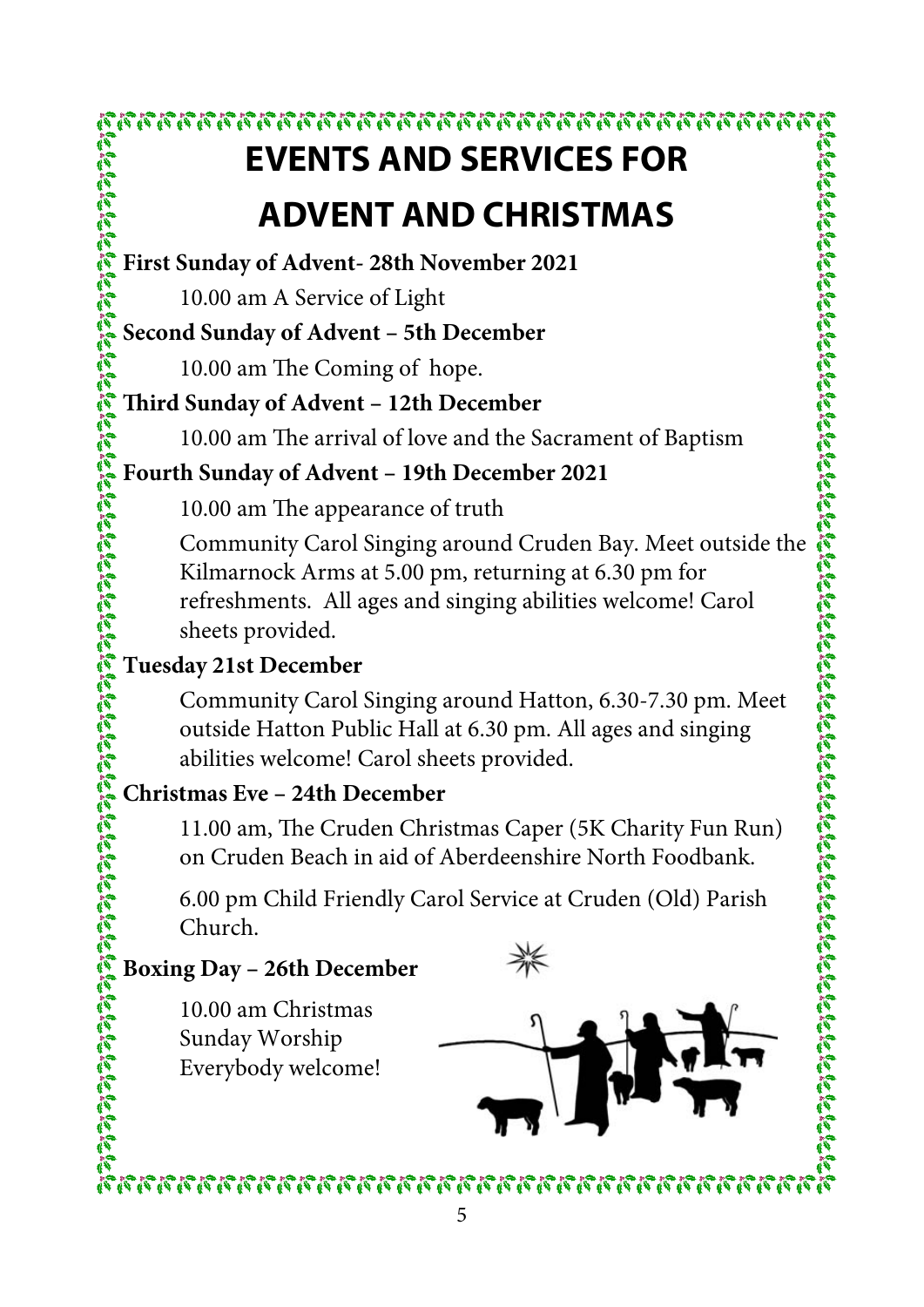# EVENTS AND SERVICES FOR ADVENT AND CHRISTMAS

**First Sunday of Advent- 28th November 2021**

10.00 am A Service of Light

**Second Sunday of Advent – 5th December**

10.00 am The Coming of hope.

**Third Sunday of Advent – 12th December**

10.00 am The arrival of love and the Sacrament of Baptism

**Fourth Sunday of Advent – 19th December 2021**

10.00 am The appearance of truth

Community Carol Singing around Cruden Bay. Meet outside the Kilmarnock Arms at 5.00 pm, returning at 6.30 pm for refreshments. All ages and singing abilities welcome! Carol sheets provided.

**Tuesday 21st December**

Community Carol Singing around Hatton, 6.30-7.30 pm. Meet outside Hatton Public Hall at 6.30 pm. All ages and singing abilities welcome! Carol sheets provided.

**Christmas Eve – 24th December**

11.00 am, The Cruden Christmas Caper (5K Charity Fun Run) on Cruden Beach in aid of Aberdeenshire North Foodbank.

6.00 pm Child Friendly Carol Service at Cruden (Old) Parish Church.

**Boxing Day – 26th December**

10.00 am Christmas Sunday Worship
Everybody welcome!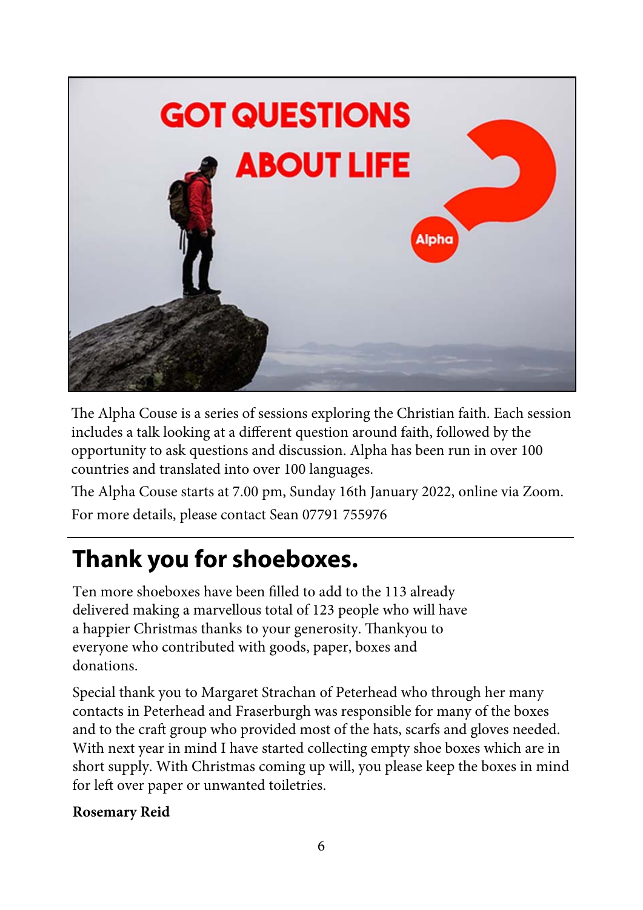GOT QUESTIONS ABOUT LIFE

Alpha

The Alpha Couse is a series of sessions exploring the Christian faith. Each session includes a talk looking at a different question around faith, followed by the opportunity to ask questions and discussion. Alpha has been run in over 100 countries and translated into over 100 languages.

The Alpha Couse starts at 7.00 pm, Sunday 16th January 2022, online via Zoom.

For more details, please contact Sean 07791 755976

---

# Thank you for shoeboxes.

Ten more shoeboxes have been filled to add to the 113 already delivered making a marvellous total of 123 people who will have a happier Christmas thanks to your generosity. Thankyou to everyone who contributed with goods, paper, boxes and donations.

Special thank you to Margaret Strachan of Peterhead who through her many contacts in Peterhead and Fraserburgh was responsible for many of the boxes and to the craft group who provided most of the hats, scarfs and gloves needed. With next year in mind I have started collecting empty shoe boxes which are in short supply. With Christmas coming up will, you please keep the boxes in mind for left over paper or unwanted toiletries.

**Rosemary Reid**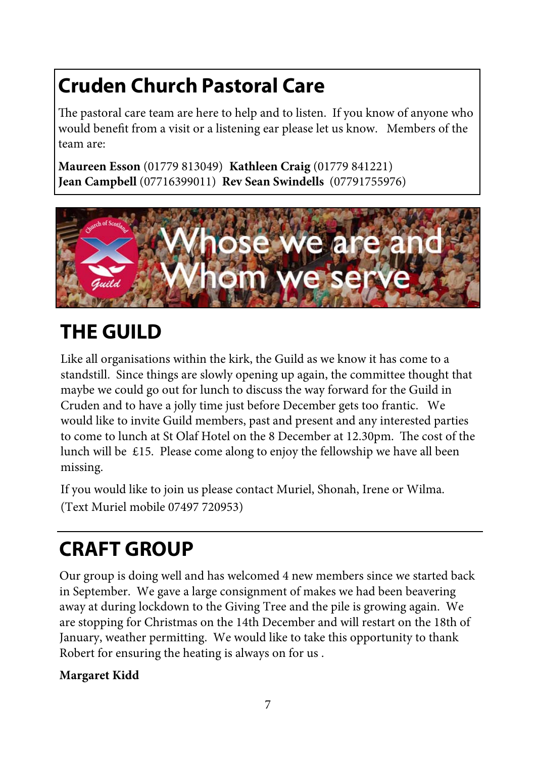## Cruden Church Pastoral Care

The pastoral care team are here to help and to listen. If you know of anyone who would benefit from a visit or a listening ear please let us know. Members of the team are:

**Maureen Esson** (01779 813049) **Kathleen Craig** (01779 841221)
**Jean Campbell** (07716399011) **Rev Sean Swindells** (07791755976)

Whose we are and Whom we serve

## THE GUILD

Like all organisations within the kirk, the Guild as we know it has come to a standstill. Since things are slowly opening up again, the committee thought that maybe we could go out for lunch to discuss the way forward for the Guild in Cruden and to have a jolly time just before December gets too frantic. We would like to invite Guild members, past and present and any interested parties to come to lunch at St Olaf Hotel on the 8 December at 12.30pm. The cost of the lunch will be £15. Please come along to enjoy the fellowship we have all been missing.

If you would like to join us please contact Muriel, Shonah, Irene or Wilma. (Text Muriel mobile 07497 720953)

## CRAFT GROUP

Our group is doing well and has welcomed 4 new members since we started back in September. We gave a large consignment of makes we had been beavering away at during lockdown to the Giving Tree and the pile is growing again. We are stopping for Christmas on the 14th December and will restart on the 18th of January, weather permitting. We would like to take this opportunity to thank Robert for ensuring the heating is always on for us .

**Margaret Kidd**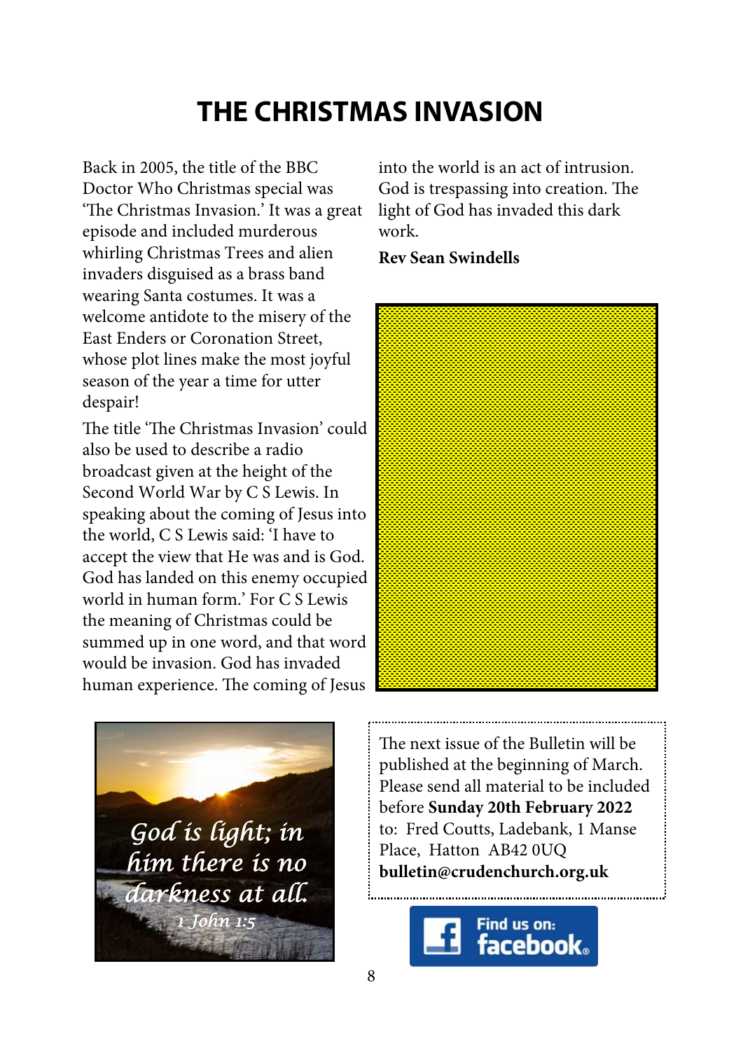# THE CHRISTMAS INVASION

Back in 2005, the title of the BBC Doctor Who Christmas special was 'The Christmas Invasion.' It was a great episode and included murderous whirling Christmas Trees and alien invaders disguised as a brass band wearing Santa costumes. It was a welcome antidote to the misery of the East Enders or Coronation Street, whose plot lines make the most joyful season of the year a time for utter despair!

The title 'The Christmas Invasion' could also be used to describe a radio broadcast given at the height of the Second World War by C S Lewis. In speaking about the coming of Jesus into the world, C S Lewis said: 'I have to accept the view that He was and is God. God has landed on this enemy occupied world in human form.' For C S Lewis the meaning of Christmas could be summed up in one word, and that word would be invasion. God has invaded human experience. The coming of Jesus into the world is an act of intrusion. God is trespassing into creation. The light of God has invaded this dark work.

**Rev Sean Swindells**

*God is light; in him there is no darkness at all.*
*1 John 1:5*

The next issue of the Bulletin will be published at the beginning of March. Please send all material to be included before **Sunday 20th February 2022** to: Fred Coutts, Ladebank, 1 Manse Place, Hatton AB42 0UQ
**bulletin@crudenchurch.org.uk**

Find us on: facebook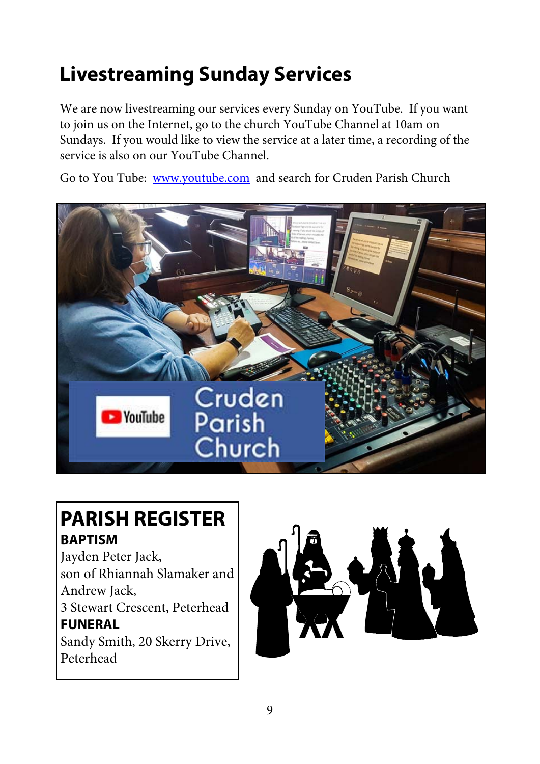# Livestreaming Sunday Services

We are now livestreaming our services every Sunday on YouTube. If you want to join us on the Internet, go to the church YouTube Channel at 10am on Sundays. If you would like to view the service at a later time, a recording of the service is also on our YouTube Channel.

Go to You Tube: www.youtube.com and search for Cruden Parish Church

## PARISH REGISTER

**BAPTISM**

Jayden Peter Jack,
son of Rhiannah Slamaker and Andrew Jack,
3 Stewart Crescent, Peterhead

**FUNERAL**

Sandy Smith, 20 Skerry Drive, Peterhead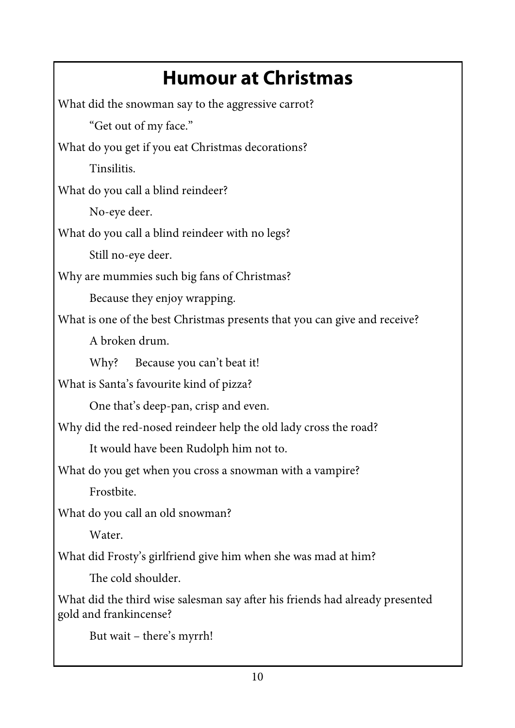# Humour at Christmas

What did the snowman say to the aggressive carrot?

"Get out of my face."

What do you get if you eat Christmas decorations?

Tinsilitis.

What do you call a blind reindeer?

No-eye deer.

What do you call a blind reindeer with no legs?

Still no-eye deer.

Why are mummies such big fans of Christmas?

Because they enjoy wrapping.

What is one of the best Christmas presents that you can give and receive?

A broken drum.

Why? Because you can't beat it!

What is Santa's favourite kind of pizza?

One that's deep-pan, crisp and even.

Why did the red-nosed reindeer help the old lady cross the road?

It would have been Rudolph him not to.

What do you get when you cross a snowman with a vampire?

Frostbite.

What do you call an old snowman?

Water.

What did Frosty's girlfriend give him when she was mad at him?

The cold shoulder.

What did the third wise salesman say after his friends had already presented gold and frankincense?

But wait – there's myrrh!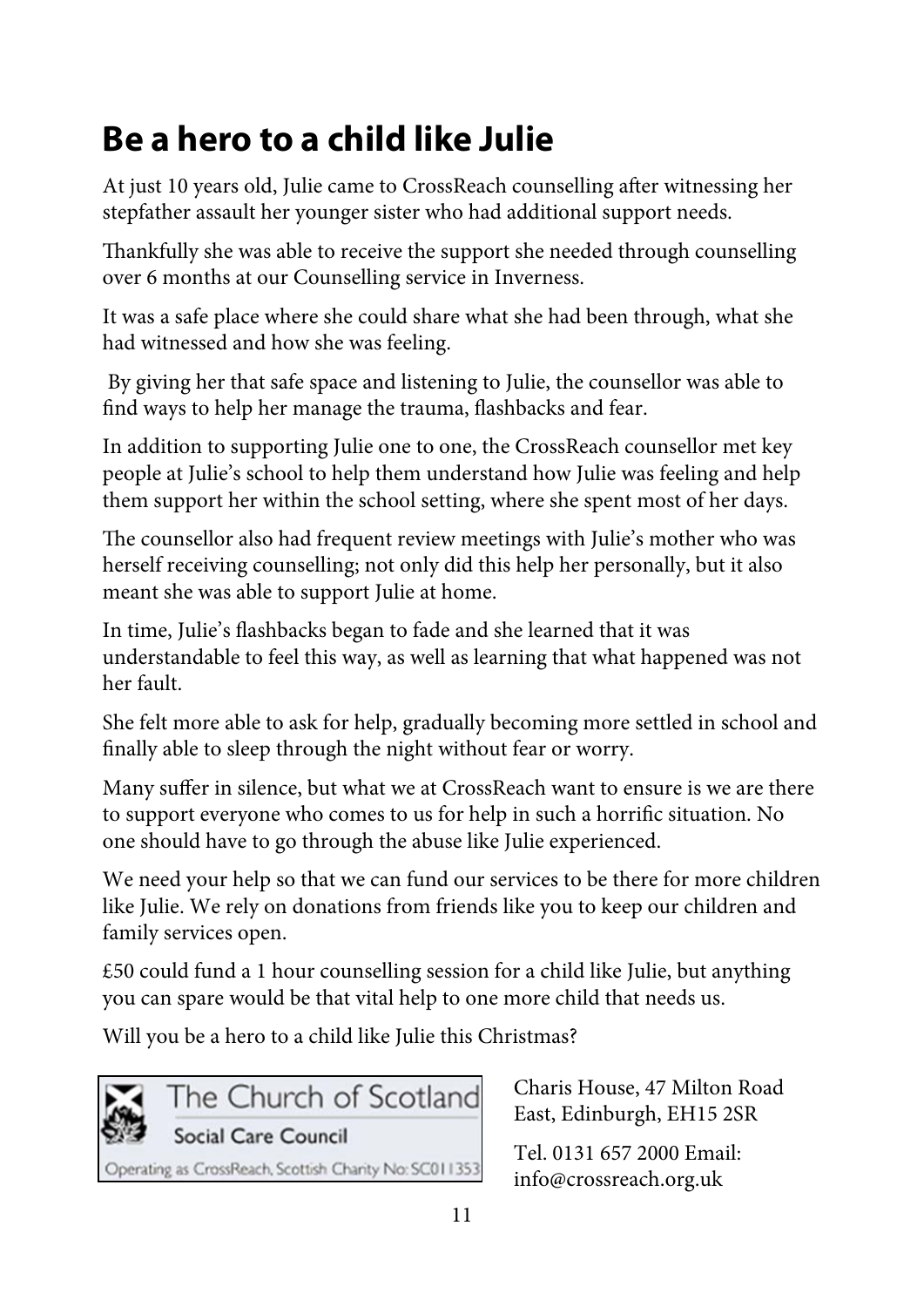# Be a hero to a child like Julie

At just 10 years old, Julie came to CrossReach counselling after witnessing her stepfather assault her younger sister who had additional support needs.

Thankfully she was able to receive the support she needed through counselling over 6 months at our Counselling service in Inverness.

It was a safe place where she could share what she had been through, what she had witnessed and how she was feeling.

By giving her that safe space and listening to Julie, the counsellor was able to find ways to help her manage the trauma, flashbacks and fear.

In addition to supporting Julie one to one, the CrossReach counsellor met key people at Julie's school to help them understand how Julie was feeling and help them support her within the school setting, where she spent most of her days.

The counsellor also had frequent review meetings with Julie's mother who was herself receiving counselling; not only did this help her personally, but it also meant she was able to support Julie at home.

In time, Julie's flashbacks began to fade and she learned that it was understandable to feel this way, as well as learning that what happened was not her fault.

She felt more able to ask for help, gradually becoming more settled in school and finally able to sleep through the night without fear or worry.

Many suffer in silence, but what we at CrossReach want to ensure is we are there to support everyone who comes to us for help in such a horrific situation. No one should have to go through the abuse like Julie experienced.

We need your help so that we can fund our services to be there for more children like Julie. We rely on donations from friends like you to keep our children and family services open.

£50 could fund a 1 hour counselling session for a child like Julie, but anything you can spare would be that vital help to one more child that needs us.

Will you be a hero to a child like Julie this Christmas?

The Church of Scotland
Social Care Council
Operating as CrossReach, Scottish Charity No: SC011353

Charis House, 47 Milton Road East, Edinburgh, EH15 2SR

Tel. 0131 657 2000 Email: info@crossreach.org.uk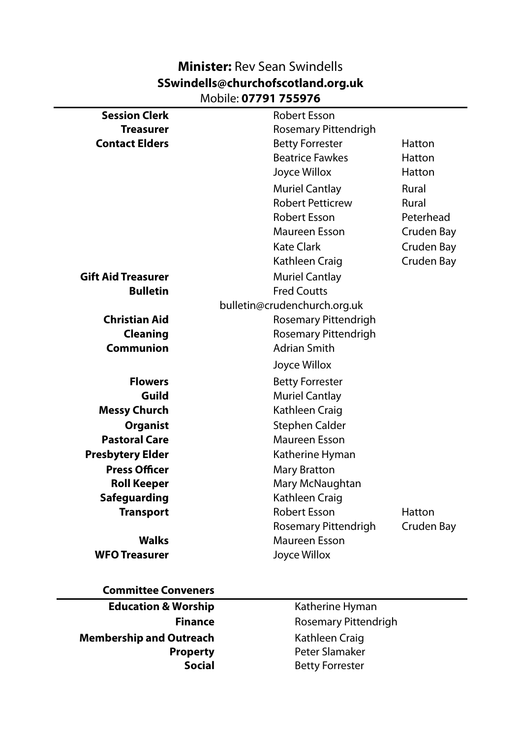**Minister:** Rev Sean Swindells
**SSwindells@churchofscotland.org.uk**
Mobile: **07791 755976**

| | | |
|---|---|---|
| **Session Clerk** | Robert Esson | |
| **Treasurer** | Rosemary Pittendrigh | |
| **Contact Elders** | Betty Forrester | Hatton |
| | Beatrice Fawkes | Hatton |
| | Joyce Willox | Hatton |
| | Muriel Cantlay | Rural |
| | Robert Petticrew | Rural |
| | Robert Esson | Peterhead |
| | Maureen Esson | Cruden Bay |
| | Kate Clark | Cruden Bay |
| | Kathleen Craig | Cruden Bay |
| **Gift Aid Treasurer** | Muriel Cantlay | |
| **Bulletin** | Fred Coutts | |
| | bulletin@crudenchurch.org.uk | |
| **Christian Aid** | Rosemary Pittendrigh | |
| **Cleaning** | Rosemary Pittendrigh | |
| **Communion** | Adrian Smith | |
| | Joyce Willox | |
| **Flowers** | Betty Forrester | |
| **Guild** | Muriel Cantlay | |
| **Messy Church** | Kathleen Craig | |
| **Organist** | Stephen Calder | |
| **Pastoral Care** | Maureen Esson | |
| **Presbytery Elder** | Katherine Hyman | |
| **Press Officer** | Mary Bratton | |
| **Roll Keeper** | Mary McNaughtan | |
| **Safeguarding** | Kathleen Craig | |
| **Transport** | Robert Esson | Hatton |
| | Rosemary Pittendrigh | Cruden Bay |
| **Walks** | Maureen Esson | |
| **WFO Treasurer** | Joyce Willox | |

**Committee Conveners**

| | |
|---|---|
| **Education & Worship** | Katherine Hyman |
| **Finance** | Rosemary Pittendrigh |
| **Membership and Outreach** | Kathleen Craig |
| **Property** | Peter Slamaker |
| **Social** | Betty Forrester |